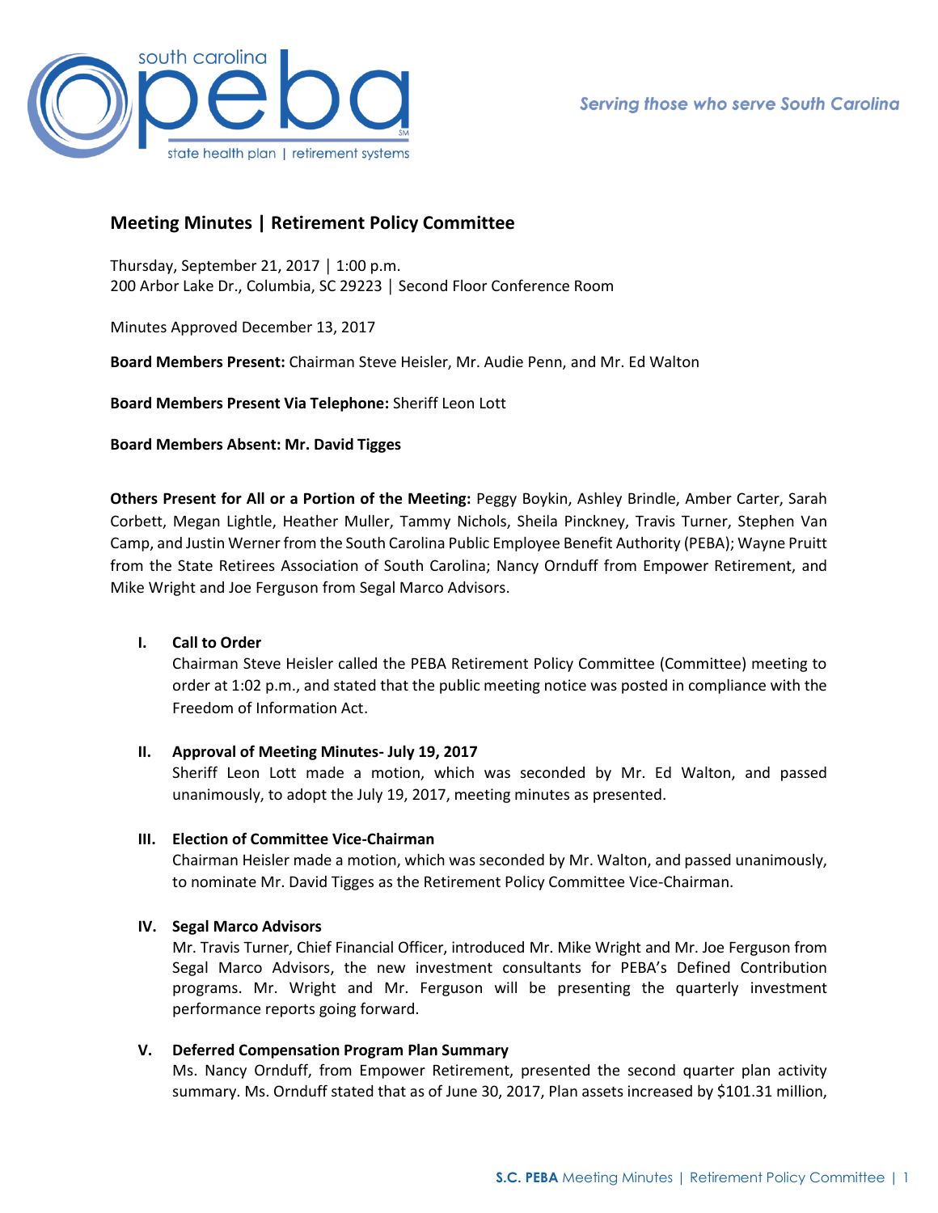# Meeting Minutes | Retirement Policy Committee

Thursday, September 21, 2017 │ 1:00 p.m.
200 Arbor Lake Dr., Columbia, SC 29223 │ Second Floor Conference Room

Minutes Approved December 13, 2017

**Board Members Present:** Chairman Steve Heisler, Mr. Audie Penn, and Mr. Ed Walton

**Board Members Present Via Telephone:** Sheriff Leon Lott

**Board Members Absent: Mr. David Tigges**

**Others Present for All or a Portion of the Meeting:** Peggy Boykin, Ashley Brindle, Amber Carter, Sarah Corbett, Megan Lightle, Heather Muller, Tammy Nichols, Sheila Pinckney, Travis Turner, Stephen Van Camp, and Justin Werner from the South Carolina Public Employee Benefit Authority (PEBA); Wayne Pruitt from the State Retirees Association of South Carolina; Nancy Ornduff from Empower Retirement, and Mike Wright and Joe Ferguson from Segal Marco Advisors.

## I. Call to Order

Chairman Steve Heisler called the PEBA Retirement Policy Committee (Committee) meeting to order at 1:02 p.m., and stated that the public meeting notice was posted in compliance with the Freedom of Information Act.

## II. Approval of Meeting Minutes- July 19, 2017

Sheriff Leon Lott made a motion, which was seconded by Mr. Ed Walton, and passed unanimously, to adopt the July 19, 2017, meeting minutes as presented.

## III. Election of Committee Vice-Chairman

Chairman Heisler made a motion, which was seconded by Mr. Walton, and passed unanimously, to nominate Mr. David Tigges as the Retirement Policy Committee Vice-Chairman.

## IV. Segal Marco Advisors

Mr. Travis Turner, Chief Financial Officer, introduced Mr. Mike Wright and Mr. Joe Ferguson from Segal Marco Advisors, the new investment consultants for PEBA's Defined Contribution programs. Mr. Wright and Mr. Ferguson will be presenting the quarterly investment performance reports going forward.

## V. Deferred Compensation Program Plan Summary

Ms. Nancy Ornduff, from Empower Retirement, presented the second quarter plan activity summary. Ms. Ornduff stated that as of June 30, 2017, Plan assets increased by $101.31 million,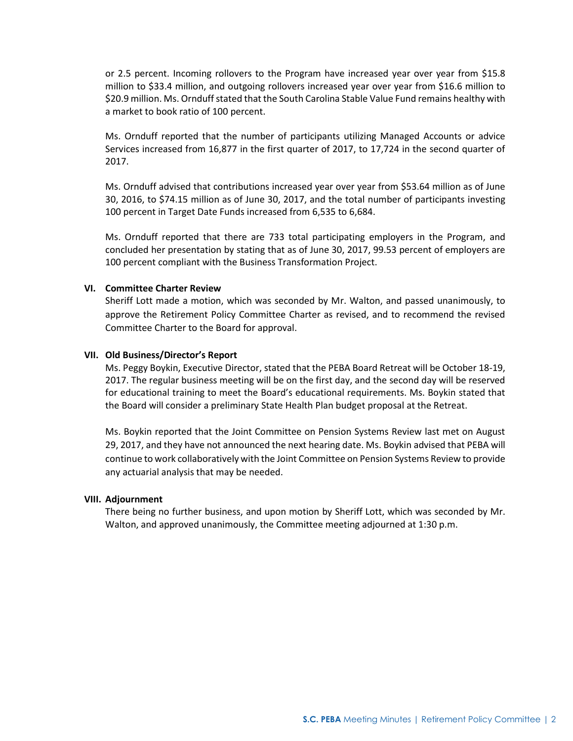or 2.5 percent. Incoming rollovers to the Program have increased year over year from $15.8 million to $33.4 million, and outgoing rollovers increased year over year from $16.6 million to $20.9 million. Ms. Ornduff stated that the South Carolina Stable Value Fund remains healthy with a market to book ratio of 100 percent.

Ms. Ornduff reported that the number of participants utilizing Managed Accounts or advice Services increased from 16,877 in the first quarter of 2017, to 17,724 in the second quarter of 2017.

Ms. Ornduff advised that contributions increased year over year from $53.64 million as of June 30, 2016, to $74.15 million as of June 30, 2017, and the total number of participants investing 100 percent in Target Date Funds increased from 6,535 to 6,684.

Ms. Ornduff reported that there are 733 total participating employers in the Program, and concluded her presentation by stating that as of June 30, 2017, 99.53 percent of employers are 100 percent compliant with the Business Transformation Project.

## VI. Committee Charter Review

Sheriff Lott made a motion, which was seconded by Mr. Walton, and passed unanimously, to approve the Retirement Policy Committee Charter as revised, and to recommend the revised Committee Charter to the Board for approval.

## VII. Old Business/Director's Report

Ms. Peggy Boykin, Executive Director, stated that the PEBA Board Retreat will be October 18-19, 2017. The regular business meeting will be on the first day, and the second day will be reserved for educational training to meet the Board's educational requirements. Ms. Boykin stated that the Board will consider a preliminary State Health Plan budget proposal at the Retreat.

Ms. Boykin reported that the Joint Committee on Pension Systems Review last met on August 29, 2017, and they have not announced the next hearing date. Ms. Boykin advised that PEBA will continue to work collaboratively with the Joint Committee on Pension Systems Review to provide any actuarial analysis that may be needed.

## VIII. Adjournment

There being no further business, and upon motion by Sheriff Lott, which was seconded by Mr. Walton, and approved unanimously, the Committee meeting adjourned at 1:30 p.m.